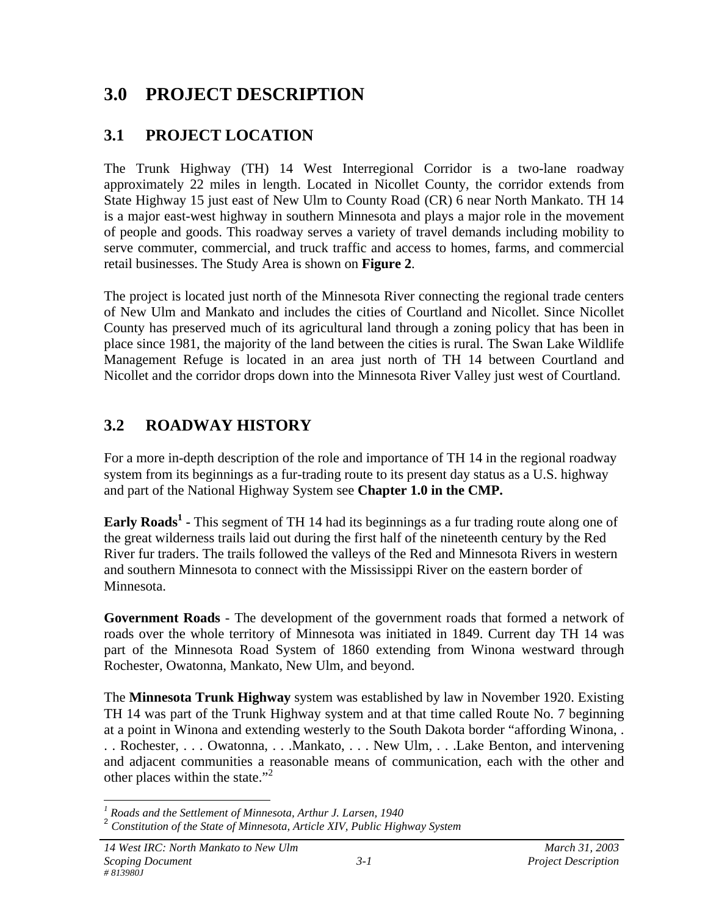# 3.0 PROJECT DESCRIPTION

## 3.1 PROJECT LOCATION

The Trunk Highway (TH) 14 West Interregional Corridor is a two-lane roadway approximately 22 miles in length. Located in Nicollet County, the corridor extends from State Highway 15 just east of New Ulm to County Road (CR) 6 near North Mankato. TH 14 is a major east-west highway in southern Minnesota and plays a major role in the movement of people and goods. This roadway serves a variety of travel demands including mobility to serve commuter, commercial, and truck traffic and access to homes, farms, and commercial retail businesses. The Study Area is shown on **Figure 2**.

The project is located just north of the Minnesota River connecting the regional trade centers of New Ulm and Mankato and includes the cities of Courtland and Nicollet. Since Nicollet County has preserved much of its agricultural land through a zoning policy that has been in place since 1981, the majority of the land between the cities is rural. The Swan Lake Wildlife Management Refuge is located in an area just north of TH 14 between Courtland and Nicollet and the corridor drops down into the Minnesota River Valley just west of Courtland.

## 3.2 ROADWAY HISTORY

For a more in-depth description of the role and importance of TH 14 in the regional roadway system from its beginnings as a fur-trading route to its present day status as a U.S. highway and part of the National Highway System see **Chapter 1.0 in the CMP.**

**Early Roads[1] -** This segment of TH 14 had its beginnings as a fur trading route along one of the great wilderness trails laid out during the first half of the nineteenth century by the Red River fur traders. The trails followed the valleys of the Red and Minnesota Rivers in western and southern Minnesota to connect with the Mississippi River on the eastern border of Minnesota.

**Government Roads** - The development of the government roads that formed a network of roads over the whole territory of Minnesota was initiated in 1849. Current day TH 14 was part of the Minnesota Road System of 1860 extending from Winona westward through Rochester, Owatonna, Mankato, New Ulm, and beyond.

The **Minnesota Trunk Highway** system was established by law in November 1920. Existing TH 14 was part of the Trunk Highway system and at that time called Route No. 7 beginning at a point in Winona and extending westerly to the South Dakota border "affording Winona, . . . Rochester, . . . Owatonna, . . .Mankato, . . . New Ulm, . . .Lake Benton, and intervening and adjacent communities a reasonable means of communication, each with the other and other places within the state."[2]

---

[1] *Roads and the Settlement of Minnesota, Arthur J. Larsen, 1940*

[2] *Constitution of the State of Minnesota, Article XIV, Public Highway System*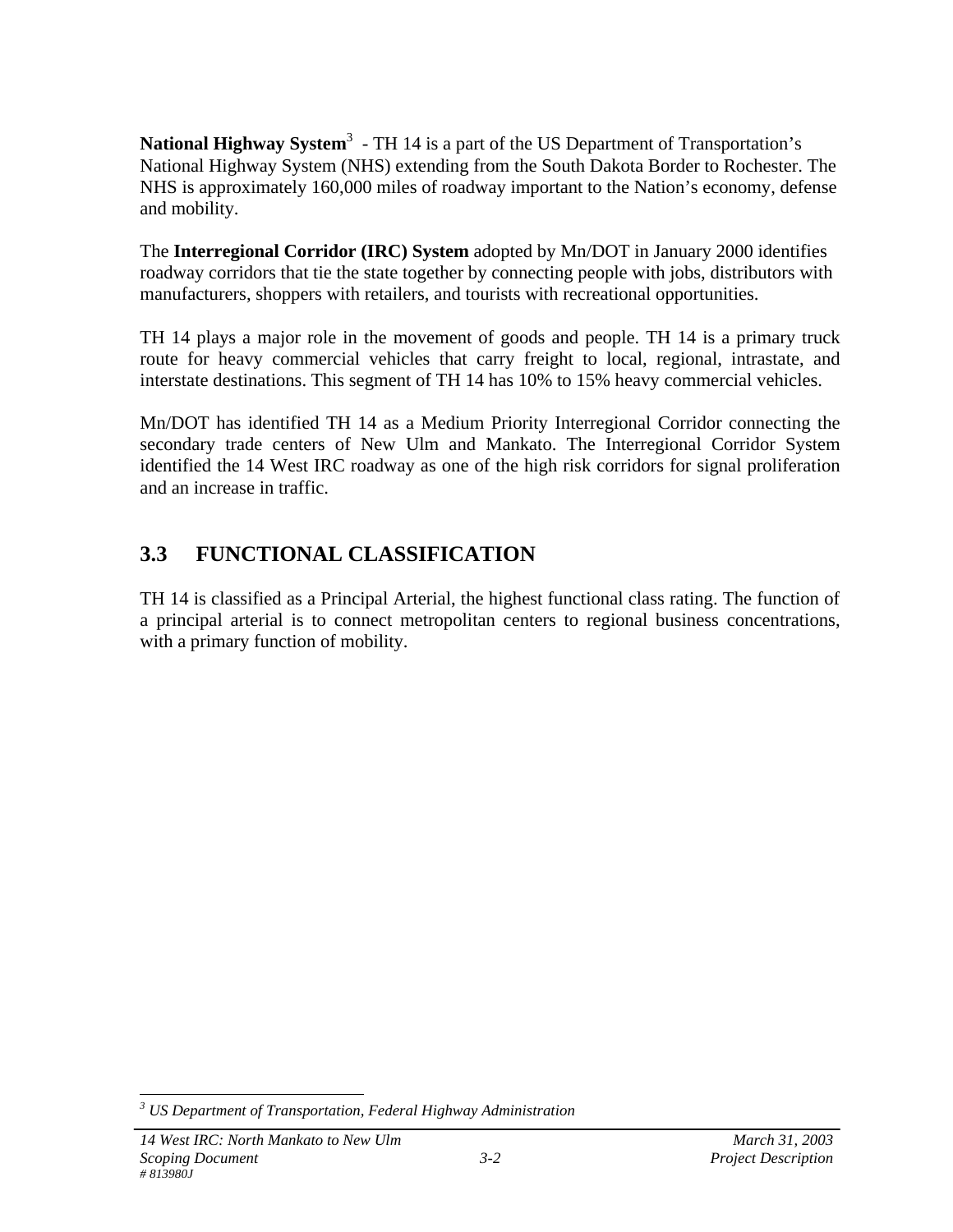**National Highway System**[3] - TH 14 is a part of the US Department of Transportation's National Highway System (NHS) extending from the South Dakota Border to Rochester. The NHS is approximately 160,000 miles of roadway important to the Nation's economy, defense and mobility.

The **Interregional Corridor (IRC) System** adopted by Mn/DOT in January 2000 identifies roadway corridors that tie the state together by connecting people with jobs, distributors with manufacturers, shoppers with retailers, and tourists with recreational opportunities.

TH 14 plays a major role in the movement of goods and people. TH 14 is a primary truck route for heavy commercial vehicles that carry freight to local, regional, intrastate, and interstate destinations. This segment of TH 14 has 10% to 15% heavy commercial vehicles.

Mn/DOT has identified TH 14 as a Medium Priority Interregional Corridor connecting the secondary trade centers of New Ulm and Mankato. The Interregional Corridor System identified the 14 West IRC roadway as one of the high risk corridors for signal proliferation and an increase in traffic.

## 3.3 FUNCTIONAL CLASSIFICATION

TH 14 is classified as a Principal Arterial, the highest functional class rating. The function of a principal arterial is to connect metropolitan centers to regional business concentrations, with a primary function of mobility.

---

[3] *US Department of Transportation, Federal Highway Administration*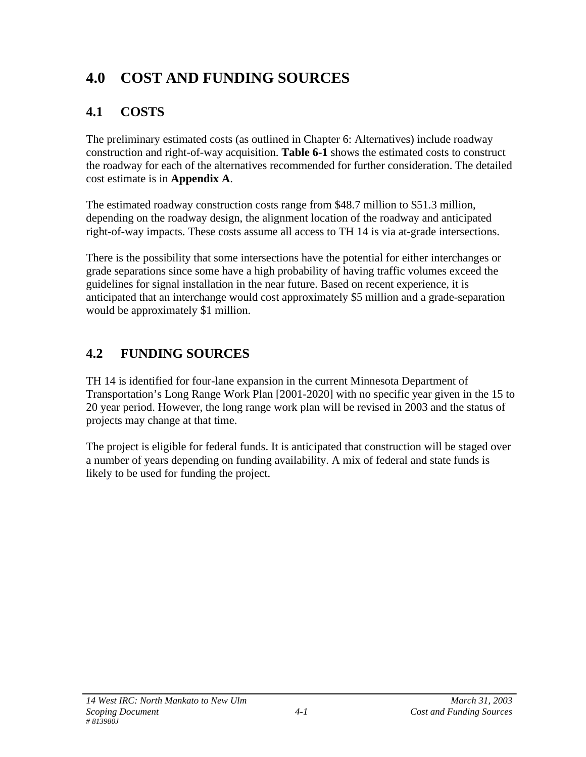# 4.0 COST AND FUNDING SOURCES

## 4.1 COSTS

The preliminary estimated costs (as outlined in Chapter 6: Alternatives) include roadway construction and right-of-way acquisition. **Table 6-1** shows the estimated costs to construct the roadway for each of the alternatives recommended for further consideration. The detailed cost estimate is in **Appendix A**.

The estimated roadway construction costs range from $48.7 million to $51.3 million, depending on the roadway design, the alignment location of the roadway and anticipated right-of-way impacts. These costs assume all access to TH 14 is via at-grade intersections.

There is the possibility that some intersections have the potential for either interchanges or grade separations since some have a high probability of having traffic volumes exceed the guidelines for signal installation in the near future. Based on recent experience, it is anticipated that an interchange would cost approximately $5 million and a grade-separation would be approximately $1 million.

## 4.2 FUNDING SOURCES

TH 14 is identified for four-lane expansion in the current Minnesota Department of Transportation's Long Range Work Plan [2001-2020] with no specific year given in the 15 to 20 year period. However, the long range work plan will be revised in 2003 and the status of projects may change at that time.

The project is eligible for federal funds. It is anticipated that construction will be staged over a number of years depending on funding availability. A mix of federal and state funds is likely to be used for funding the project.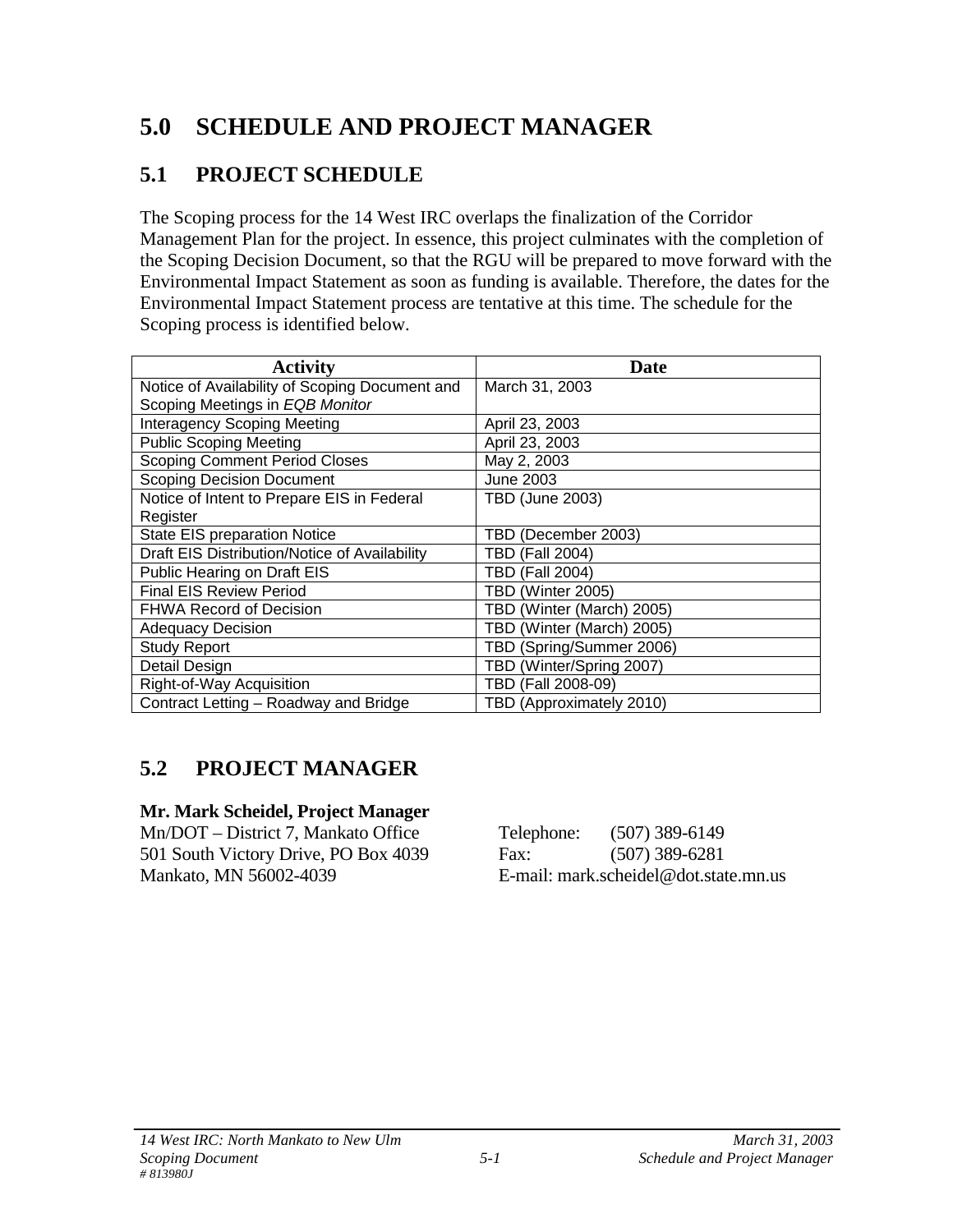# 5.0 SCHEDULE AND PROJECT MANAGER

## 5.1 PROJECT SCHEDULE

The Scoping process for the 14 West IRC overlaps the finalization of the Corridor Management Plan for the project. In essence, this project culminates with the completion of the Scoping Decision Document, so that the RGU will be prepared to move forward with the Environmental Impact Statement as soon as funding is available. Therefore, the dates for the Environmental Impact Statement process are tentative at this time. The schedule for the Scoping process is identified below.

| Activity | Date |
|---|---|
| Notice of Availability of Scoping Document and Scoping Meetings in *EQB Monitor* | March 31, 2003 |
| Interagency Scoping Meeting | April 23, 2003 |
| Public Scoping Meeting | April 23, 2003 |
| Scoping Comment Period Closes | May 2, 2003 |
| Scoping Decision Document | June 2003 |
| Notice of Intent to Prepare EIS in Federal Register | TBD (June 2003) |
| State EIS preparation Notice | TBD (December 2003) |
| Draft EIS Distribution/Notice of Availability | TBD (Fall 2004) |
| Public Hearing on Draft EIS | TBD (Fall 2004) |
| Final EIS Review Period | TBD (Winter 2005) |
| FHWA Record of Decision | TBD (Winter (March) 2005) |
| Adequacy Decision | TBD (Winter (March) 2005) |
| Study Report | TBD (Spring/Summer 2006) |
| Detail Design | TBD (Winter/Spring 2007) |
| Right-of-Way Acquisition | TBD (Fall 2008-09) |
| Contract Letting – Roadway and Bridge | TBD (Approximately 2010) |

## 5.2 PROJECT MANAGER

**Mr. Mark Scheidel, Project Manager**
Mn/DOT – District 7, Mankato Office
501 South Victory Drive, PO Box 4039
Mankato, MN 56002-4039

Telephone: (507) 389-6149
Fax: (507) 389-6281
E-mail: mark.scheidel@dot.state.mn.us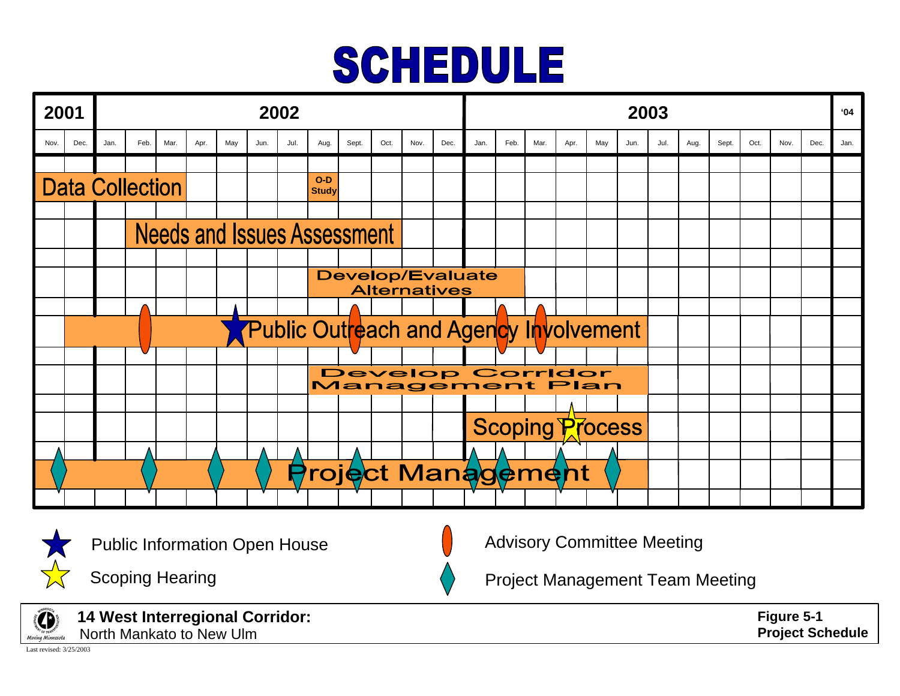# SCHEDULE

| Task | 2001 Nov. | Dec. | 2002 Jan. | Feb. | Mar. | Apr. | May | Jun. | Jul. | Aug. | Sept. | Oct. | Nov. | Dec. | 2003 Jan. | Feb. | Mar. | Apr. | May | Jun. | Jul. | Aug. | Sept. | Oct. | Nov. | Dec. | '04 Jan. |
|---|---|---|---|---|---|---|---|---|---|---|---|---|---|---|---|---|---|---|---|---|---|---|---|---|---|---|---|
| Data Collection | X | X | X | X | | | | | | O-D Study | | | | | | | | | | | | | | | | | |
| Needs and Issues Assessment | | | | X | X | X | X | X | X | X | X | X | | | | | | | | | | | | | | | |
| Develop/Evaluate Alternatives | | | | | | | | | | X | X | X | X | X | X | X | | | | | | | | | | | |
| Public Outreach and Agency Involvement | | X | X | X | X | X | X | X | X | X | X | X | X | X | X | X | X | X | X | X | | | | | | | |
| Develop Corridor Management Plan | | | | | | | | | | X | X | X | X | X | X | X | X | X | X | X | | | | | | | |
| Scoping Process | | | | | | | | | | | | | | | X | X | X | X | X | X | | | | | | | |
| Project Management | X | X | X | X | X | X | X | X | X | X | X | X | X | X | X | X | X | X | X | X | | | | | | | |

Public Information Open House

Scoping Hearing

Advisory Committee Meeting

Project Management Team Meeting

**14 West Interregional Corridor:**
North Mankato to New Ulm

**Figure 5-1**
**Project Schedule**

Last revised: 3/25/2003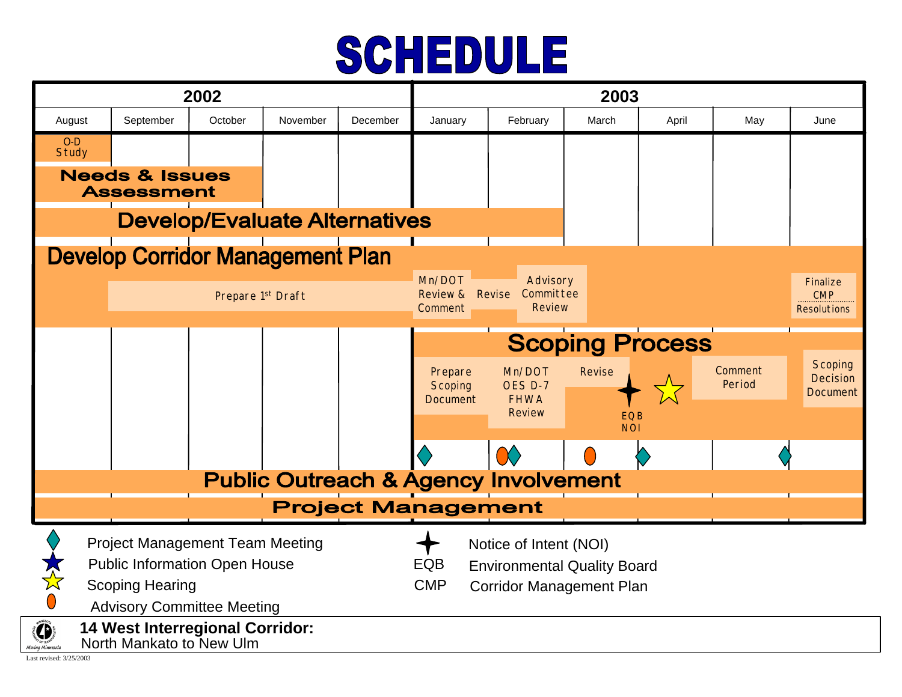# SCHEDULE

2002

August September October November December

2003

January February March April May June

O-D Study

Needs & Issues Assessment

Develop/Evaluate Alternatives

Develop Corridor Management Plan

Prepare 1st Draft

Mn/DOT Review & Comment

Revise

Advisory Committee Review

Finalize CMP Resolutions

Scoping Process

Prepare Scoping Document

Mn/DOT OES D-7 FHWA Review

Revise

EQB NOI

Comment Period

Scoping Decision Document

Public Outreach & Agency Involvement

Project Management

Project Management Team Meeting

Public Information Open House

Scoping Hearing

Advisory Committee Meeting

Notice of Intent (NOI)

EQB Environmental Quality Board

CMP Corridor Management Plan

**14 West Interregional Corridor:**
North Mankato to New Ulm

Last revised: 3/25/2003